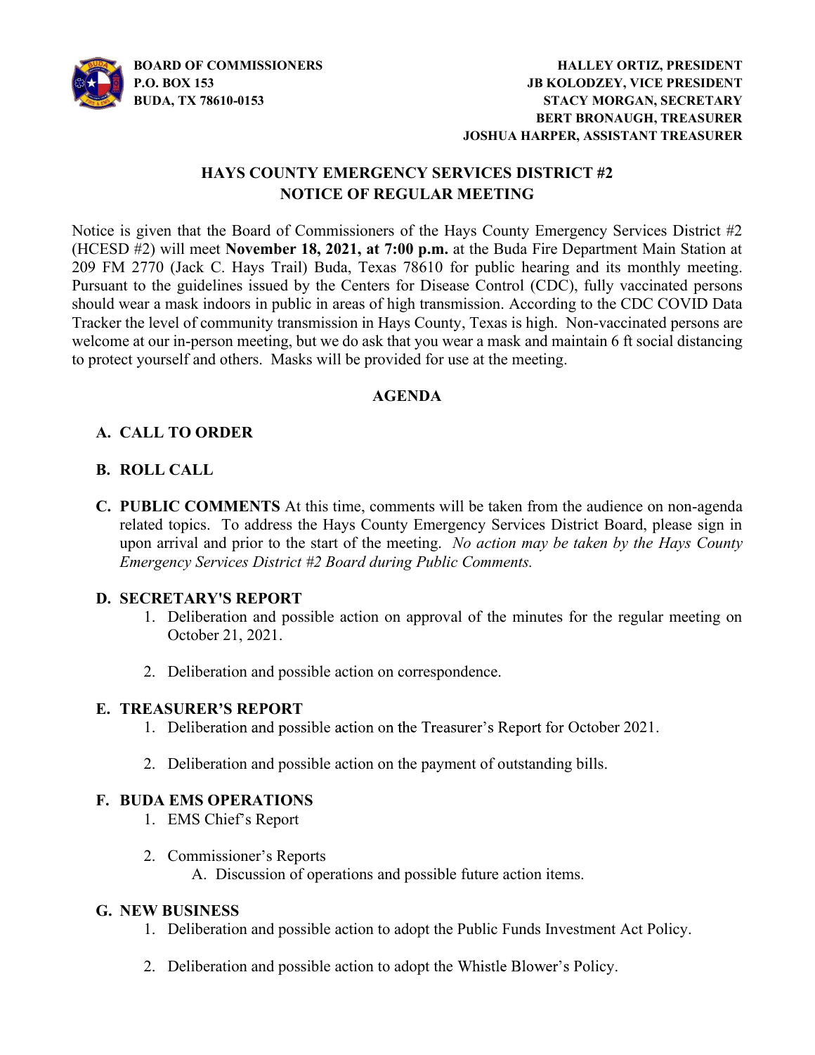**BOARD OF COMMISSIONERS**
**P.O. BOX 153**
**BUDA, TX 78610-0153**

**HALLEY ORTIZ, PRESIDENT**
**JB KOLODZEY, VICE PRESIDENT**
**STACY MORGAN, SECRETARY**
**BERT BRONAUGH, TREASURER**
**JOSHUA HARPER, ASSISTANT TREASURER**

# HAYS COUNTY EMERGENCY SERVICES DISTRICT #2
## NOTICE OF REGULAR MEETING

Notice is given that the Board of Commissioners of the Hays County Emergency Services District #2 (HCESD #2) will meet **November 18, 2021, at 7:00 p.m.** at the Buda Fire Department Main Station at 209 FM 2770 (Jack C. Hays Trail) Buda, Texas 78610 for public hearing and its monthly meeting. Pursuant to the guidelines issued by the Centers for Disease Control (CDC), fully vaccinated persons should wear a mask indoors in public in areas of high transmission. According to the CDC COVID Data Tracker the level of community transmission in Hays County, Texas is high. Non-vaccinated persons are welcome at our in-person meeting, but we do ask that you wear a mask and maintain 6 ft social distancing to protect yourself and others. Masks will be provided for use at the meeting.

## AGENDA

**A. CALL TO ORDER**

**B. ROLL CALL**

**C. PUBLIC COMMENTS** At this time, comments will be taken from the audience on non-agenda related topics. To address the Hays County Emergency Services District Board, please sign in upon arrival and prior to the start of the meeting. *No action may be taken by the Hays County Emergency Services District #2 Board during Public Comments.*

**D. SECRETARY'S REPORT**

1. Deliberation and possible action on approval of the minutes for the regular meeting on October 21, 2021.
2. Deliberation and possible action on correspondence.

**E. TREASURER'S REPORT**

1. Deliberation and possible action on the Treasurer's Report for October 2021.
2. Deliberation and possible action on the payment of outstanding bills.

**F. BUDA EMS OPERATIONS**

1. EMS Chief's Report
2. Commissioner's Reports
   A. Discussion of operations and possible future action items.

**G. NEW BUSINESS**

1. Deliberation and possible action to adopt the Public Funds Investment Act Policy.
2. Deliberation and possible action to adopt the Whistle Blower's Policy.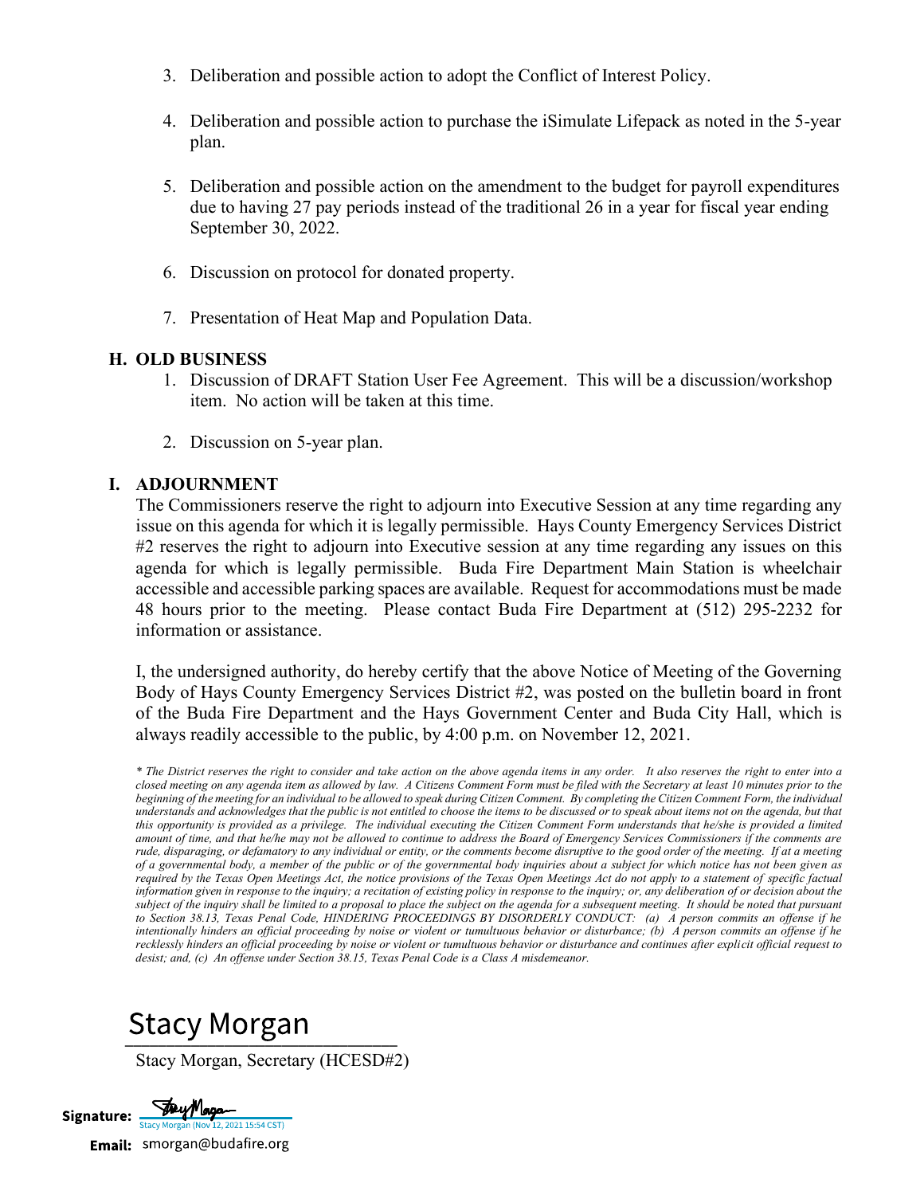3. Deliberation and possible action to adopt the Conflict of Interest Policy.

4. Deliberation and possible action to purchase the iSimulate Lifepack as noted in the 5-year plan.

5. Deliberation and possible action on the amendment to the budget for payroll expenditures due to having 27 pay periods instead of the traditional 26 in a year for fiscal year ending September 30, 2022.

6. Discussion on protocol for donated property.

7. Presentation of Heat Map and Population Data.

## H. OLD BUSINESS

1. Discussion of DRAFT Station User Fee Agreement. This will be a discussion/workshop item. No action will be taken at this time.

2. Discussion on 5-year plan.

## I. ADJOURNMENT

The Commissioners reserve the right to adjourn into Executive Session at any time regarding any issue on this agenda for which it is legally permissible. Hays County Emergency Services District #2 reserves the right to adjourn into Executive session at any time regarding any issues on this agenda for which is legally permissible. Buda Fire Department Main Station is wheelchair accessible and accessible parking spaces are available. Request for accommodations must be made 48 hours prior to the meeting. Please contact Buda Fire Department at (512) 295-2232 for information or assistance.

I, the undersigned authority, do hereby certify that the above Notice of Meeting of the Governing Body of Hays County Emergency Services District #2, was posted on the bulletin board in front of the Buda Fire Department and the Hays Government Center and Buda City Hall, which is always readily accessible to the public, by 4:00 p.m. on November 12, 2021.

*\* The District reserves the right to consider and take action on the above agenda items in any order. It also reserves the right to enter into a closed meeting on any agenda item as allowed by law. A Citizens Comment Form must be filed with the Secretary at least 10 minutes prior to the beginning of the meeting for an individual to be allowed to speak during Citizen Comment. By completing the Citizen Comment Form, the individual understands and acknowledges that the public is not entitled to choose the items to be discussed or to speak about items not on the agenda, but that this opportunity is provided as a privilege. The individual executing the Citizen Comment Form understands that he/she is provided a limited amount of time, and that he/she may not be allowed to continue to address the Board of Emergency Services Commissioners if the comments are rude, disparaging, or defamatory to any individual or entity, or the comments become disruptive to the good order of the meeting. If at a meeting of a governmental body, a member of the public or of the governmental body inquiries about a subject for which notice has not been given as required by the Texas Open Meetings Act, the notice provisions of the Texas Open Meetings Act do not apply to a statement of specific factual information given in response to the inquiry; a recitation of existing policy in response to the inquiry; or, any deliberation of or decision about the subject of the inquiry shall be limited to a proposal to place the subject on the agenda for a subsequent meeting. It should be noted that pursuant to Section 38.13, Texas Penal Code, HINDERING PROCEEDINGS BY DISORDERLY CONDUCT: (a) A person commits an offense if he intentionally hinders an official proceeding by noise or violent or tumultuous behavior or disturbance; (b) A person commits an offense if he recklessly hinders an official proceeding by noise or violent or tumultuous behavior or disturbance and continues after explicit official request to desist; and, (c) An offense under Section 38.15, Texas Penal Code is a Class A misdemeanor.*

Stacy Morgan
______________________________
Stacy Morgan, Secretary (HCESD#2)

**Signature:** Stacy Morgan (Nov 12, 2021 15:54 CST)

**Email:** smorgan@budafire.org